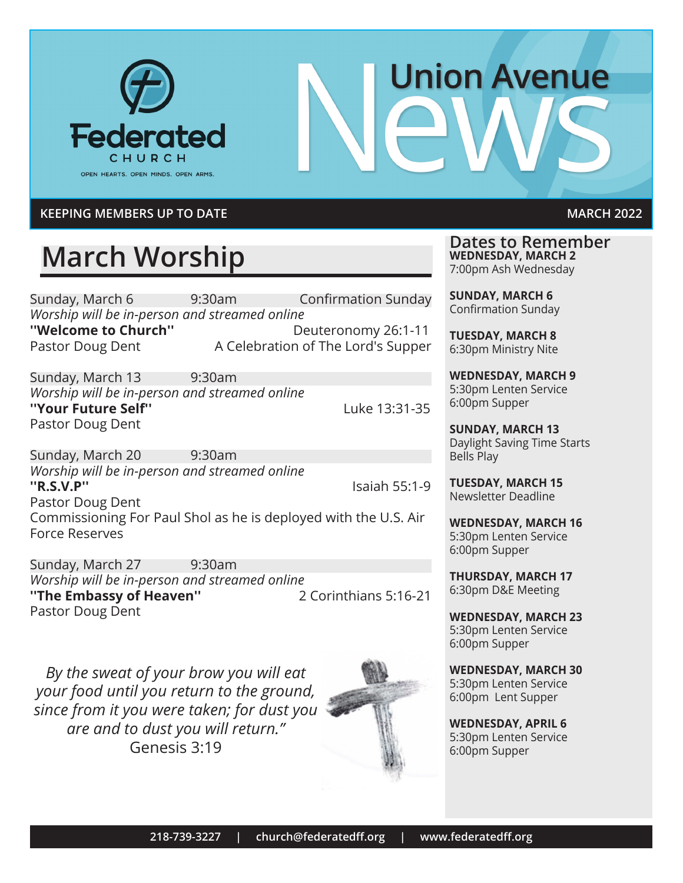Federated CHURCH

OPEN HEARTS. OPEN MINDS. OPEN ARMS.

# Union Avenue News

**KEEPING MEMBERS UP TO DATE** — **MARCH 2022**

## March Worship

Sunday, March 6 — 9:30am — Confirmation Sunday
*Worship will be in-person and streamed online*
**"Welcome to Church"** — Deuteronomy 26:1-11
Pastor Doug Dent — A Celebration of The Lord's Supper

Sunday, March 13 — 9:30am
*Worship will be in-person and streamed online*
**"Your Future Self"** — Luke 13:31-35
Pastor Doug Dent

Sunday, March 20 — 9:30am
*Worship will be in-person and streamed online*
**"R.S.V.P"** — Isaiah 55:1-9
Pastor Doug Dent
Commissioning For Paul Shol as he is deployed with the U.S. Air Force Reserves

Sunday, March 27 — 9:30am
*Worship will be in-person and streamed online*
**"The Embassy of Heaven"** — 2 Corinthians 5:16-21
Pastor Doug Dent

*By the sweat of your brow you will eat your food until you return to the ground, since from it you were taken; for dust you are and to dust you will return."*
Genesis 3:19

## Dates to Remember

**WEDNESDAY, MARCH 2**
7:00pm Ash Wednesday

**SUNDAY, MARCH 6**
Confirmation Sunday

**TUESDAY, MARCH 8**
6:30pm Ministry Nite

**WEDNESDAY, MARCH 9**
5:30pm Lenten Service
6:00pm Supper

**SUNDAY, MARCH 13**
Daylight Saving Time Starts
Bells Play

**TUESDAY, MARCH 15**
Newsletter Deadline

**WEDNESDAY, MARCH 16**
5:30pm Lenten Service
6:00pm Supper

**THURSDAY, MARCH 17**
6:30pm D&E Meeting

**WEDNESDAY, MARCH 23**
5:30pm Lenten Service
6:00pm Supper

**WEDNESDAY, MARCH 30**
5:30pm Lenten Service
6:00pm Lent Supper

**WEDNESDAY, APRIL 6**
5:30pm Lenten Service
6:00pm Supper

218-739-3227 | church@federatedff.org | www.federatedff.org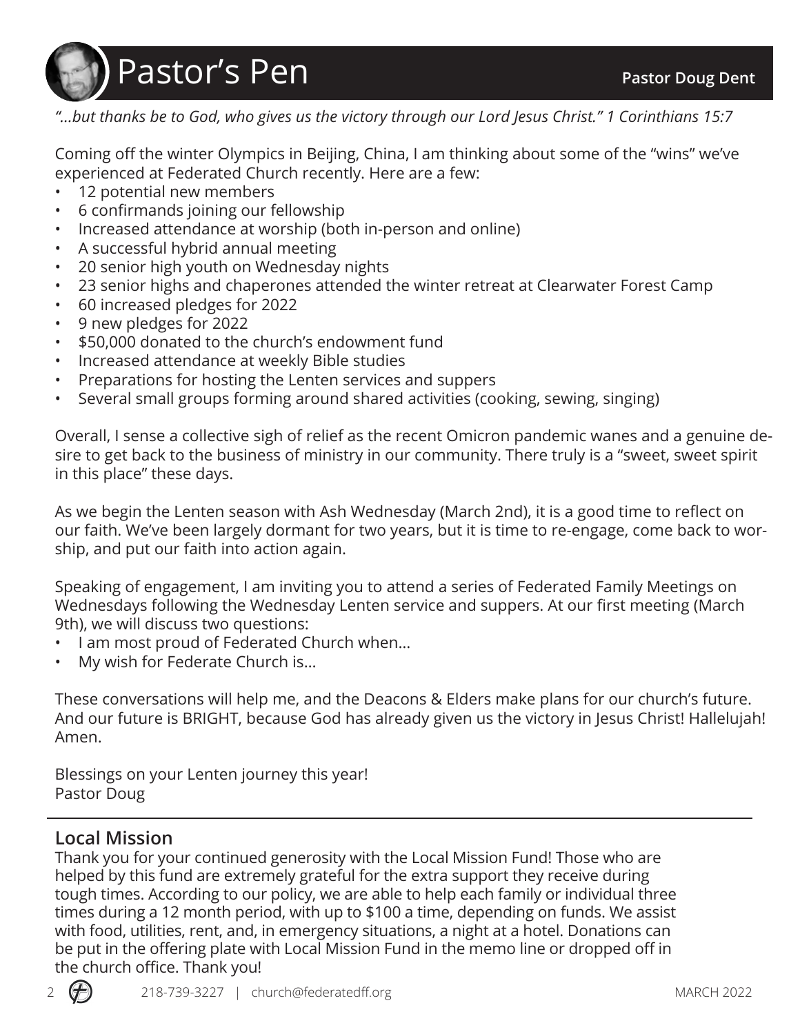# Pastor's Pen

**Pastor Doug Dent**

*"...but thanks be to God, who gives us the victory through our Lord Jesus Christ." 1 Corinthians 15:7*

Coming off the winter Olympics in Beijing, China, I am thinking about some of the "wins" we've experienced at Federated Church recently. Here are a few:

- 12 potential new members
- 6 confirmands joining our fellowship
- Increased attendance at worship (both in-person and online)
- A successful hybrid annual meeting
- 20 senior high youth on Wednesday nights
- 23 senior highs and chaperones attended the winter retreat at Clearwater Forest Camp
- 60 increased pledges for 2022
- 9 new pledges for 2022
- $50,000 donated to the church's endowment fund
- Increased attendance at weekly Bible studies
- Preparations for hosting the Lenten services and suppers
- Several small groups forming around shared activities (cooking, sewing, singing)

Overall, I sense a collective sigh of relief as the recent Omicron pandemic wanes and a genuine desire to get back to the business of ministry in our community. There truly is a "sweet, sweet spirit in this place" these days.

As we begin the Lenten season with Ash Wednesday (March 2nd), it is a good time to reflect on our faith. We've been largely dormant for two years, but it is time to re-engage, come back to worship, and put our faith into action again.

Speaking of engagement, I am inviting you to attend a series of Federated Family Meetings on Wednesdays following the Wednesday Lenten service and suppers. At our first meeting (March 9th), we will discuss two questions:

- I am most proud of Federated Church when...
- My wish for Federate Church is...

These conversations will help me, and the Deacons & Elders make plans for our church's future. And our future is BRIGHT, because God has already given us the victory in Jesus Christ! Hallelujah! Amen.

Blessings on your Lenten journey this year!
Pastor Doug

## Local Mission

Thank you for your continued generosity with the Local Mission Fund! Those who are helped by this fund are extremely grateful for the extra support they receive during tough times. According to our policy, we are able to help each family or individual three times during a 12 month period, with up to $100 a time, depending on funds. We assist with food, utilities, rent, and, in emergency situations, a night at a hotel. Donations can be put in the offering plate with Local Mission Fund in the memo line or dropped off in the church office. Thank you!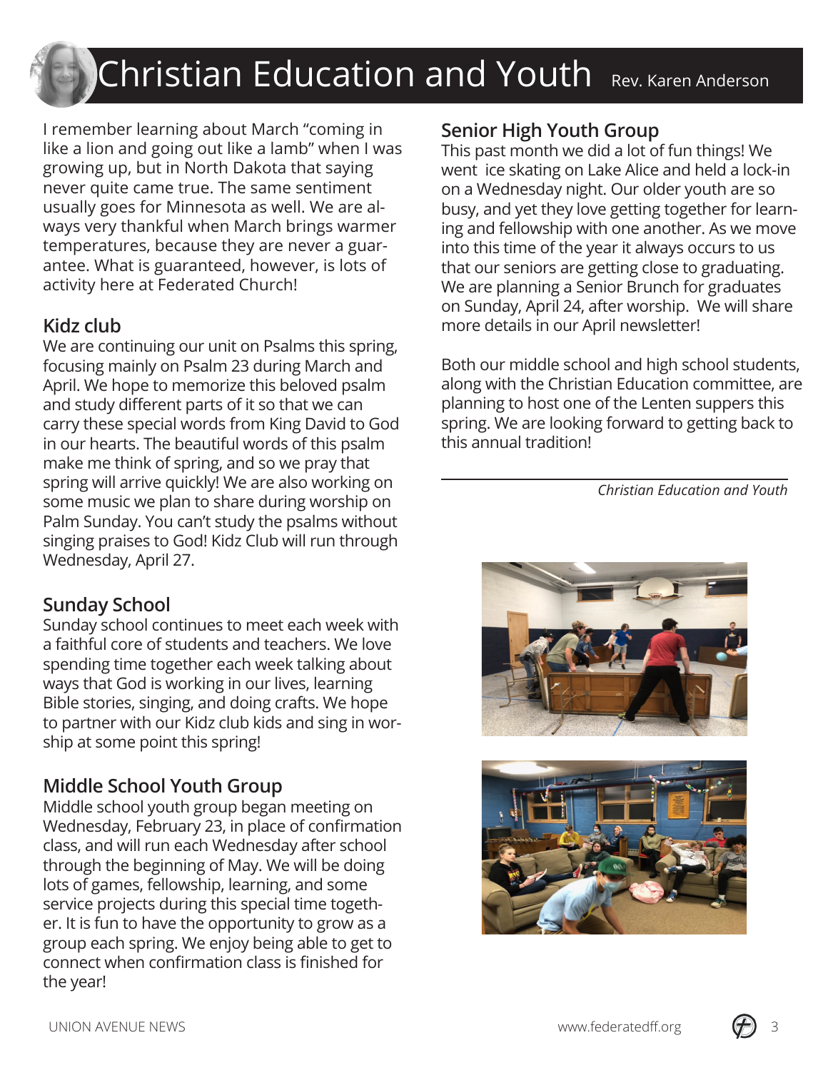# Christian Education and Youth

Rev. Karen Anderson

I remember learning about March "coming in like a lion and going out like a lamb" when I was growing up, but in North Dakota that saying never quite came true. The same sentiment usually goes for Minnesota as well. We are always very thankful when March brings warmer temperatures, because they are never a guarantee. What is guaranteed, however, is lots of activity here at Federated Church!

## Kidz club

We are continuing our unit on Psalms this spring, focusing mainly on Psalm 23 during March and April. We hope to memorize this beloved psalm and study different parts of it so that we can carry these special words from King David to God in our hearts. The beautiful words of this psalm make me think of spring, and so we pray that spring will arrive quickly! We are also working on some music we plan to share during worship on Palm Sunday. You can't study the psalms without singing praises to God! Kidz Club will run through Wednesday, April 27.

## Sunday School

Sunday school continues to meet each week with a faithful core of students and teachers. We love spending time together each week talking about ways that God is working in our lives, learning Bible stories, singing, and doing crafts. We hope to partner with our Kidz club kids and sing in worship at some point this spring!

## Middle School Youth Group

Middle school youth group began meeting on Wednesday, February 23, in place of confirmation class, and will run each Wednesday after school through the beginning of May. We will be doing lots of games, fellowship, learning, and some service projects during this special time together. It is fun to have the opportunity to grow as a group each spring. We enjoy being able to get to connect when confirmation class is finished for the year!

## Senior High Youth Group

This past month we did a lot of fun things! We went ice skating on Lake Alice and held a lock-in on a Wednesday night. Our older youth are so busy, and yet they love getting together for learning and fellowship with one another. As we move into this time of the year it always occurs to us that our seniors are getting close to graduating. We are planning a Senior Brunch for graduates on Sunday, April 24, after worship. We will share more details in our April newsletter!

Both our middle school and high school students, along with the Christian Education committee, are planning to host one of the Lenten suppers this spring. We are looking forward to getting back to this annual tradition!

---

*Christian Education and Youth*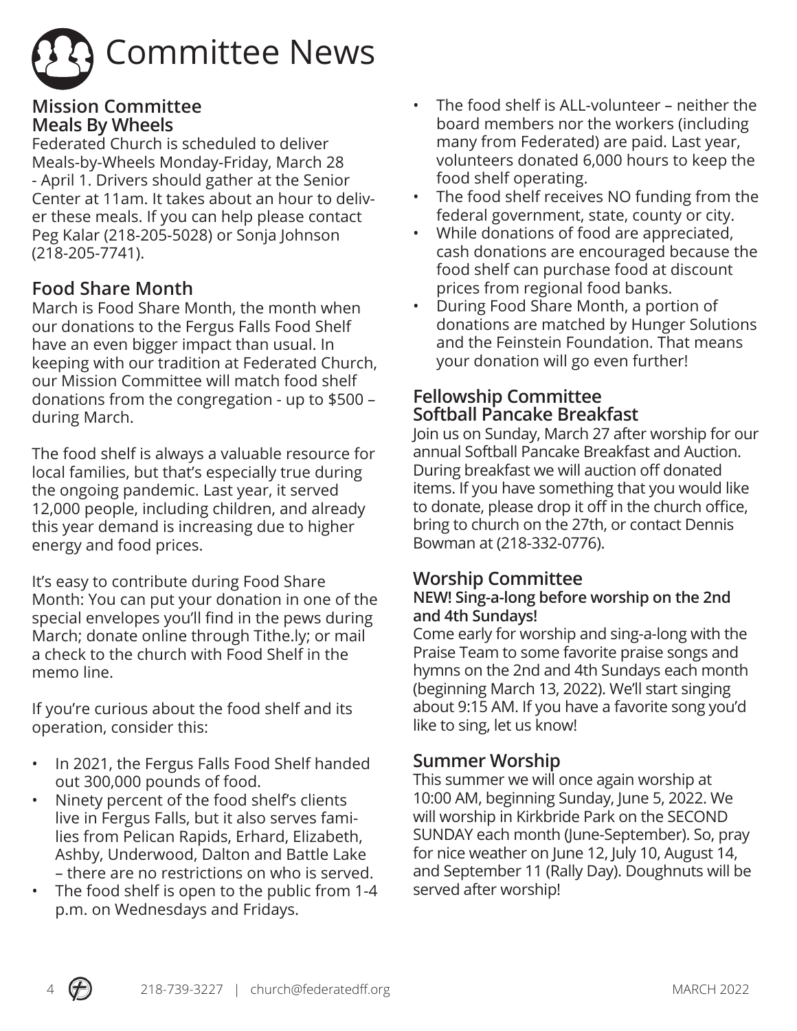# Committee News

## Mission Committee

### Meals By Wheels

Federated Church is scheduled to deliver Meals-by-Wheels Monday-Friday, March 28 - April 1. Drivers should gather at the Senior Center at 11am. It takes about an hour to deliver these meals. If you can help please contact Peg Kalar (218-205-5028) or Sonja Johnson (218-205-7741).

### Food Share Month

March is Food Share Month, the month when our donations to the Fergus Falls Food Shelf have an even bigger impact than usual. In keeping with our tradition at Federated Church, our Mission Committee will match food shelf donations from the congregation - up to $500 – during March.

The food shelf is always a valuable resource for local families, but that's especially true during the ongoing pandemic. Last year, it served 12,000 people, including children, and already this year demand is increasing due to higher energy and food prices.

It's easy to contribute during Food Share Month: You can put your donation in one of the special envelopes you'll find in the pews during March; donate online through Tithe.ly; or mail a check to the church with Food Shelf in the memo line.

If you're curious about the food shelf and its operation, consider this:

- In 2021, the Fergus Falls Food Shelf handed out 300,000 pounds of food.
- Ninety percent of the food shelf's clients live in Fergus Falls, but it also serves families from Pelican Rapids, Erhard, Elizabeth, Ashby, Underwood, Dalton and Battle Lake – there are no restrictions on who is served.
- The food shelf is open to the public from 1-4 p.m. on Wednesdays and Fridays.
- The food shelf is ALL-volunteer – neither the board members nor the workers (including many from Federated) are paid. Last year, volunteers donated 6,000 hours to keep the food shelf operating.
- The food shelf receives NO funding from the federal government, state, county or city.
- While donations of food are appreciated, cash donations are encouraged because the food shelf can purchase food at discount prices from regional food banks.
- During Food Share Month, a portion of donations are matched by Hunger Solutions and the Feinstein Foundation. That means your donation will go even further!

## Fellowship Committee

### Softball Pancake Breakfast

Join us on Sunday, March 27 after worship for our annual Softball Pancake Breakfast and Auction. During breakfast we will auction off donated items. If you have something that you would like to donate, please drop it off in the church office, bring to church on the 27th, or contact Dennis Bowman at (218-332-0776).

## Worship Committee

**NEW! Sing-a-long before worship on the 2nd and 4th Sundays!**

Come early for worship and sing-a-long with the Praise Team to some favorite praise songs and hymns on the 2nd and 4th Sundays each month (beginning March 13, 2022). We'll start singing about 9:15 AM. If you have a favorite song you'd like to sing, let us know!

### Summer Worship

This summer we will once again worship at 10:00 AM, beginning Sunday, June 5, 2022. We will worship in Kirkbride Park on the SECOND SUNDAY each month (June-September). So, pray for nice weather on June 12, July 10, August 14, and September 11 (Rally Day). Doughnuts will be served after worship!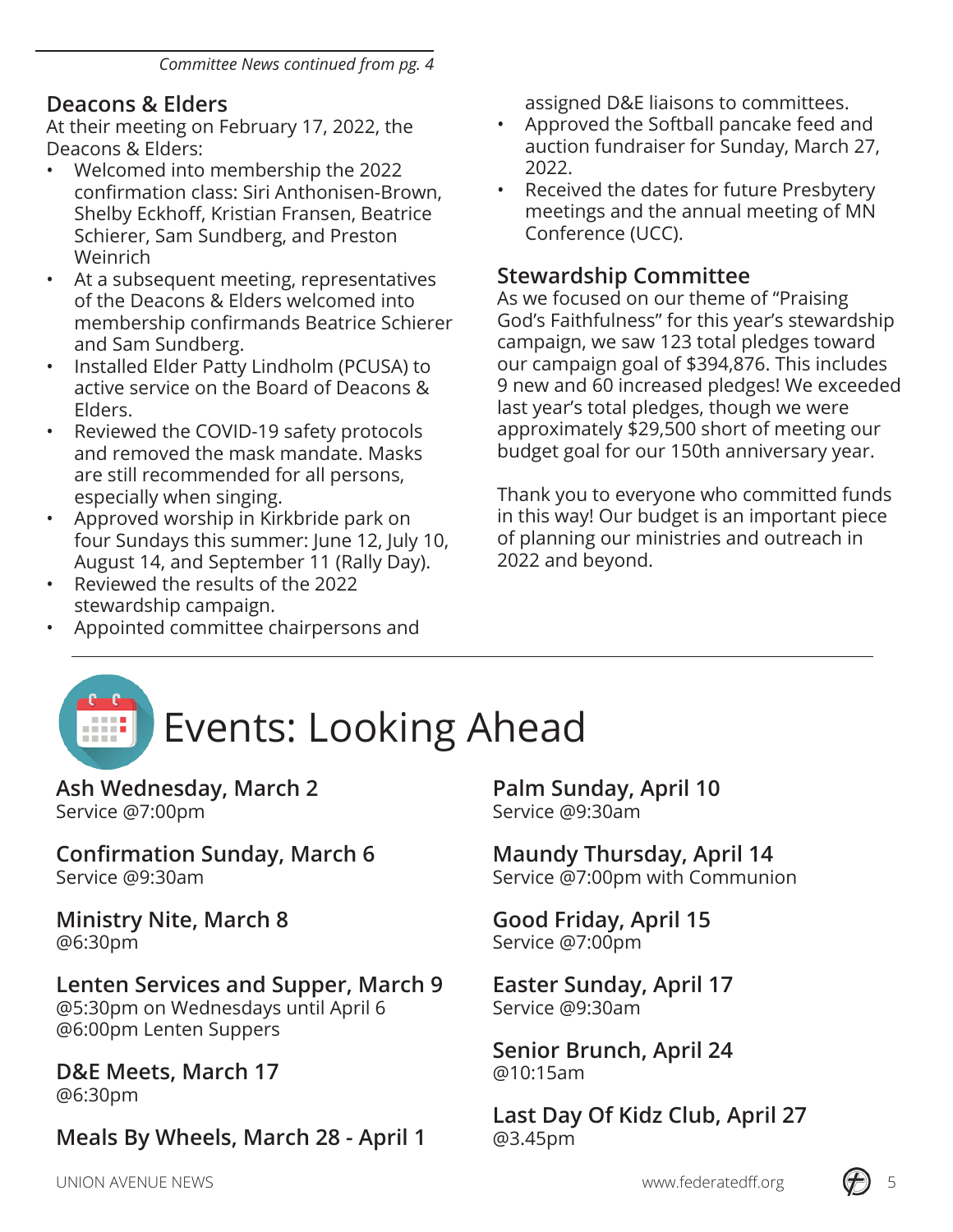*Committee News continued from pg. 4*

### Deacons & Elders

At their meeting on February 17, 2022, the Deacons & Elders:

- Welcomed into membership the 2022 confirmation class: Siri Anthonisen-Brown, Shelby Eckhoff, Kristian Fransen, Beatrice Schierer, Sam Sundberg, and Preston Weinrich
- At a subsequent meeting, representatives of the Deacons & Elders welcomed into membership confirmands Beatrice Schierer and Sam Sundberg.
- Installed Elder Patty Lindholm (PCUSA) to active service on the Board of Deacons & Elders.
- Reviewed the COVID-19 safety protocols and removed the mask mandate. Masks are still recommended for all persons, especially when singing.
- Approved worship in Kirkbride park on four Sundays this summer: June 12, July 10, August 14, and September 11 (Rally Day).
- Reviewed the results of the 2022 stewardship campaign.
- Appointed committee chairpersons and assigned D&E liaisons to committees.
- Approved the Softball pancake feed and auction fundraiser for Sunday, March 27, 2022.
- Received the dates for future Presbytery meetings and the annual meeting of MN Conference (UCC).

### Stewardship Committee

As we focused on our theme of "Praising God's Faithfulness" for this year's stewardship campaign, we saw 123 total pledges toward our campaign goal of $394,876. This includes 9 new and 60 increased pledges! We exceeded last year's total pledges, though we were approximately $29,500 short of meeting our budget goal for our 150th anniversary year.

Thank you to everyone who committed funds in this way! Our budget is an important piece of planning our ministries and outreach in 2022 and beyond.

# Events: Looking Ahead

**Ash Wednesday, March 2**
Service @7:00pm

**Confirmation Sunday, March 6**
Service @9:30am

**Ministry Nite, March 8**
@6:30pm

**Lenten Services and Supper, March 9**
@5:30pm on Wednesdays until April 6
@6:00pm Lenten Suppers

**D&E Meets, March 17**
@6:30pm

**Meals By Wheels, March 28 - April 1**

**Palm Sunday, April 10**
Service @9:30am

**Maundy Thursday, April 14**
Service @7:00pm with Communion

**Good Friday, April 15**
Service @7:00pm

**Easter Sunday, April 17**
Service @9:30am

**Senior Brunch, April 24**
@10:15am

**Last Day Of Kidz Club, April 27**
@3.45pm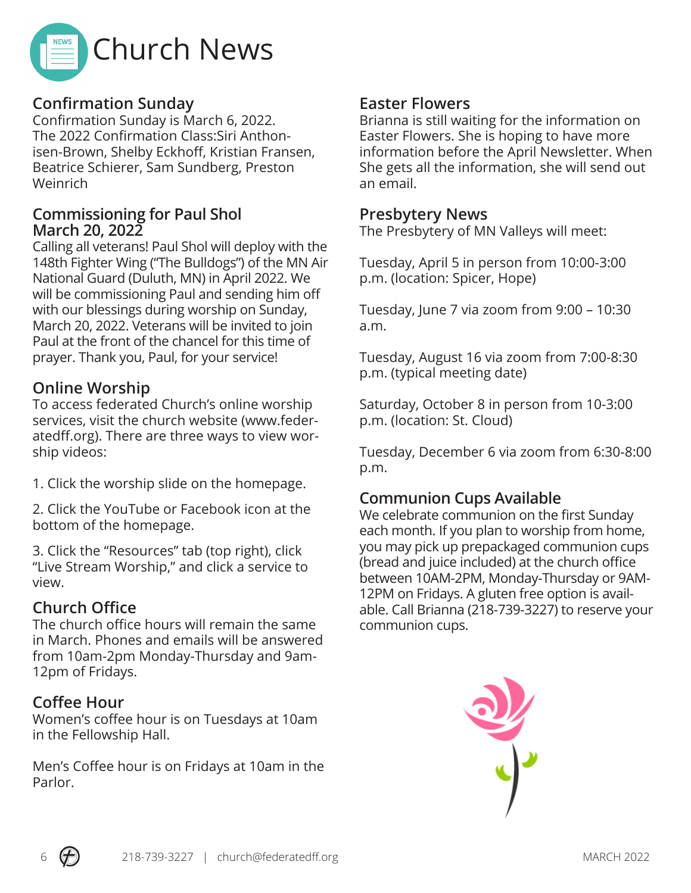# Church News

## Confirmation Sunday

Confirmation Sunday is March 6, 2022. The 2022 Confirmation Class:Siri Anthonisen-Brown, Shelby Eckhoff, Kristian Fransen, Beatrice Schierer, Sam Sundberg, Preston Weinrich

## Commissioning for Paul Shol March 20, 2022

Calling all veterans! Paul Shol will deploy with the 148th Fighter Wing ("The Bulldogs") of the MN Air National Guard (Duluth, MN) in April 2022. We will be commissioning Paul and sending him off with our blessings during worship on Sunday, March 20, 2022. Veterans will be invited to join Paul at the front of the chancel for this time of prayer. Thank you, Paul, for your service!

## Online Worship

To access federated Church's online worship services, visit the church website (www.federatedff.org). There are three ways to view worship videos:

1. Click the worship slide on the homepage.
2. Click the YouTube or Facebook icon at the bottom of the homepage.
3. Click the "Resources" tab (top right), click "Live Stream Worship," and click a service to view.

## Church Office

The church office hours will remain the same in March. Phones and emails will be answered from 10am-2pm Monday-Thursday and 9am-12pm of Fridays.

## Coffee Hour

Women's coffee hour is on Tuesdays at 10am in the Fellowship Hall.

Men's Coffee hour is on Fridays at 10am in the Parlor.

## Easter Flowers

Brianna is still waiting for the information on Easter Flowers. She is hoping to have more information before the April Newsletter. When She gets all the information, she will send out an email.

## Presbytery News

The Presbytery of MN Valleys will meet:

Tuesday, April 5 in person from 10:00-3:00 p.m. (location: Spicer, Hope)

Tuesday, June 7 via zoom from 9:00 – 10:30 a.m.

Tuesday, August 16 via zoom from 7:00-8:30 p.m. (typical meeting date)

Saturday, October 8 in person from 10-3:00 p.m. (location: St. Cloud)

Tuesday, December 6 via zoom from 6:30-8:00 p.m.

## Communion Cups Available

We celebrate communion on the first Sunday each month. If you plan to worship from home, you may pick up prepackaged communion cups (bread and juice included) at the church office between 10AM-2PM, Monday-Thursday or 9AM-12PM on Fridays. A gluten free option is available. Call Brianna (218-739-3227) to reserve your communion cups.

218-739-3227 | church@federatedff.org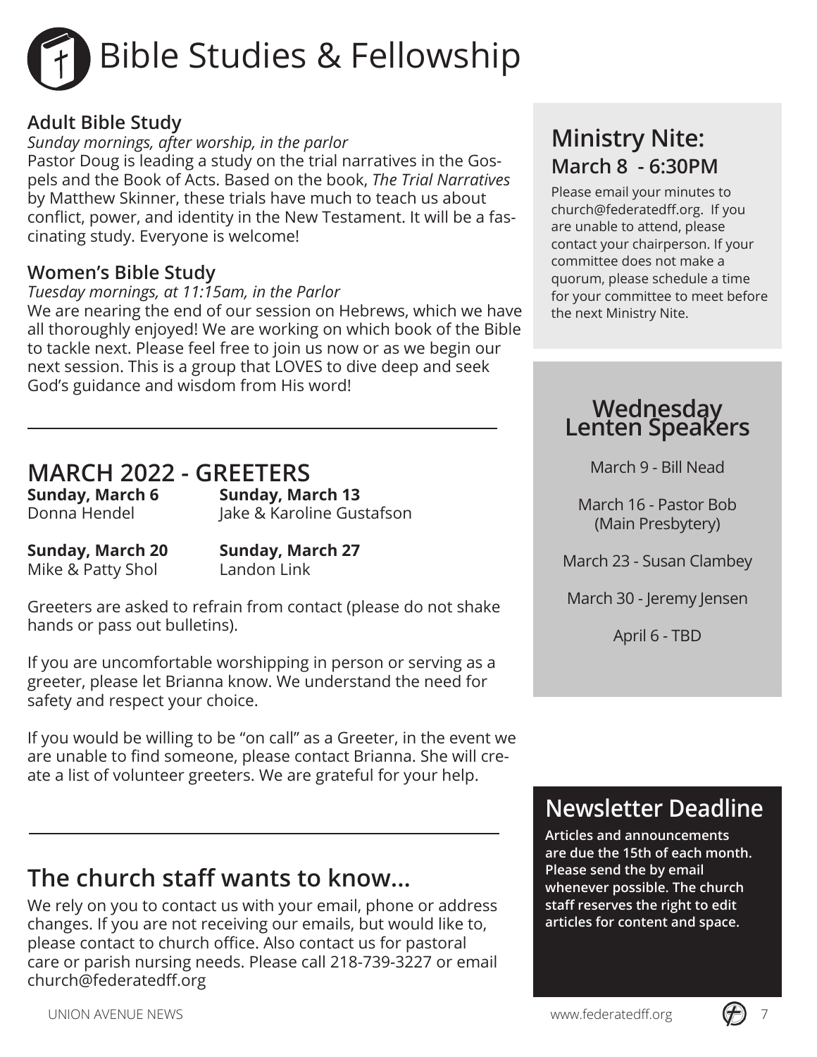# Bible Studies & Fellowship

### Adult Bible Study

*Sunday mornings, after worship, in the parlor*

Pastor Doug is leading a study on the trial narratives in the Gospels and the Book of Acts. Based on the book, *The Trial Narratives* by Matthew Skinner, these trials have much to teach us about conflict, power, and identity in the New Testament. It will be a fascinating study. Everyone is welcome!

### Women's Bible Study

*Tuesday mornings, at 11:15am, in the Parlor*

We are nearing the end of our session on Hebrews, which we have all thoroughly enjoyed! We are working on which book of the Bible to tackle next. Please feel free to join us now or as we begin our next session. This is a group that LOVES to dive deep and seek God's guidance and wisdom from His word!

## MARCH 2022 - GREETERS

**Sunday, March 6**
Donna Hendel

**Sunday, March 13**
Jake & Karoline Gustafson

**Sunday, March 20**
Mike & Patty Shol

**Sunday, March 27**
Landon Link

Greeters are asked to refrain from contact (please do not shake hands or pass out bulletins).

If you are uncomfortable worshipping in person or serving as a greeter, please let Brianna know. We understand the need for safety and respect your choice.

If you would be willing to be "on call" as a Greeter, in the event we are unable to find someone, please contact Brianna. She will create a list of volunteer greeters. We are grateful for your help.

## The church staff wants to know...

We rely on you to contact us with your email, phone or address changes. If you are not receiving our emails, but would like to, please contact to church office. Also contact us for pastoral care or parish nursing needs. Please call 218-739-3227 or email church@federatedff.org

## Ministry Nite:

### March 8 - 6:30PM

Please email your minutes to church@federatedff.org. If you are unable to attend, please contact your chairperson. If your committee does not make a quorum, please schedule a time for your committee to meet before the next Ministry Nite.

## Wednesday Lenten Speakers

March 9 - Bill Nead

March 16 - Pastor Bob (Main Presbytery)

March 23 - Susan Clambey

March 30 - Jeremy Jensen

April 6 - TBD

## Newsletter Deadline

**Articles and announcements are due the 15th of each month. Please send the by email whenever possible. The church staff reserves the right to edit articles for content and space.**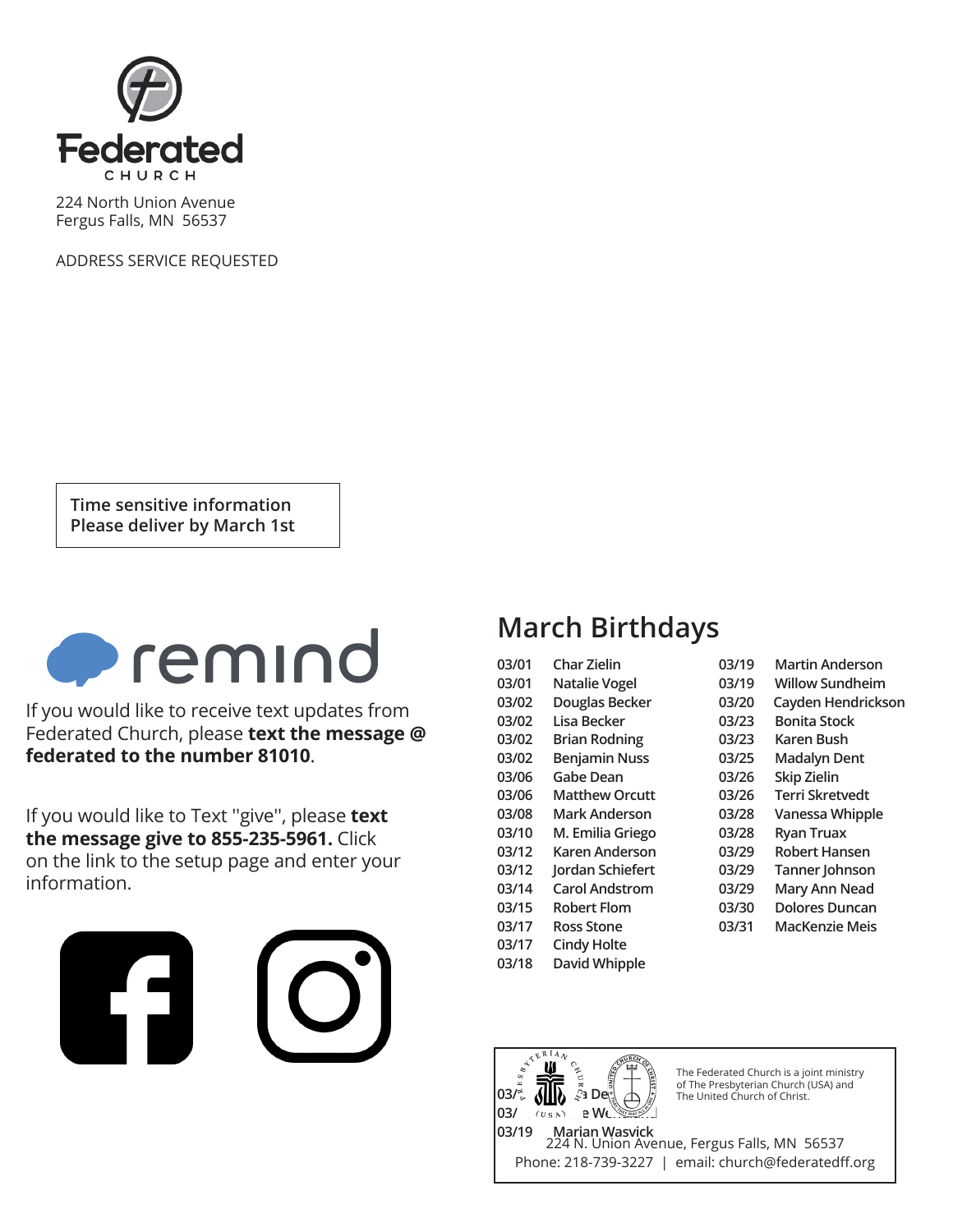Federated
CHURCH

224 North Union Avenue
Fergus Falls, MN 56537

ADDRESS SERVICE REQUESTED

Time sensitive information
Please deliver by March 1st

remind

If you would like to receive text updates from Federated Church, please **text the message @ federated to the number 81010**.

If you would like to Text "give", please **text the message give to 855-235-5961.** Click on the link to the setup page and enter your information.

## March Birthdays

| | |
|---|---|
| 03/01 | Char Zielin |
| 03/01 | Natalie Vogel |
| 03/02 | Douglas Becker |
| 03/02 | Lisa Becker |
| 03/02 | Brian Rodning |
| 03/02 | Benjamin Nuss |
| 03/06 | Gabe Dean |
| 03/06 | Matthew Orcutt |
| 03/08 | Mark Anderson |
| 03/10 | M. Emilia Griego |
| 03/12 | Karen Anderson |
| 03/12 | Jordan Schiefert |
| 03/14 | Carol Andstrom |
| 03/15 | Robert Flom |
| 03/17 | Ross Stone |
| 03/17 | Cindy Holte |
| 03/18 | David Whipple |
| 03/19 | Martin Anderson |
| 03/19 | Willow Sundheim |
| 03/20 | Cayden Hendrickson |
| 03/23 | Bonita Stock |
| 03/23 | Karen Bush |
| 03/25 | Madalyn Dent |
| 03/26 | Skip Zielin |
| 03/26 | Terri Skretvedt |
| 03/28 | Vanessa Whipple |
| 03/28 | Ryan Truax |
| 03/29 | Robert Hansen |
| 03/29 | Tanner Johnson |
| 03/29 | Mary Ann Nead |
| 03/30 | Dolores Duncan |
| 03/31 | MacKenzie Meis |
| 03/19 | Marian Wasvick |

The Federated Church is a joint ministry of The Presbyterian Church (USA) and The United Church of Christ.

224 N. Union Avenue, Fergus Falls, MN 56537
Phone: 218-739-3227 | email: church@federatedff.org